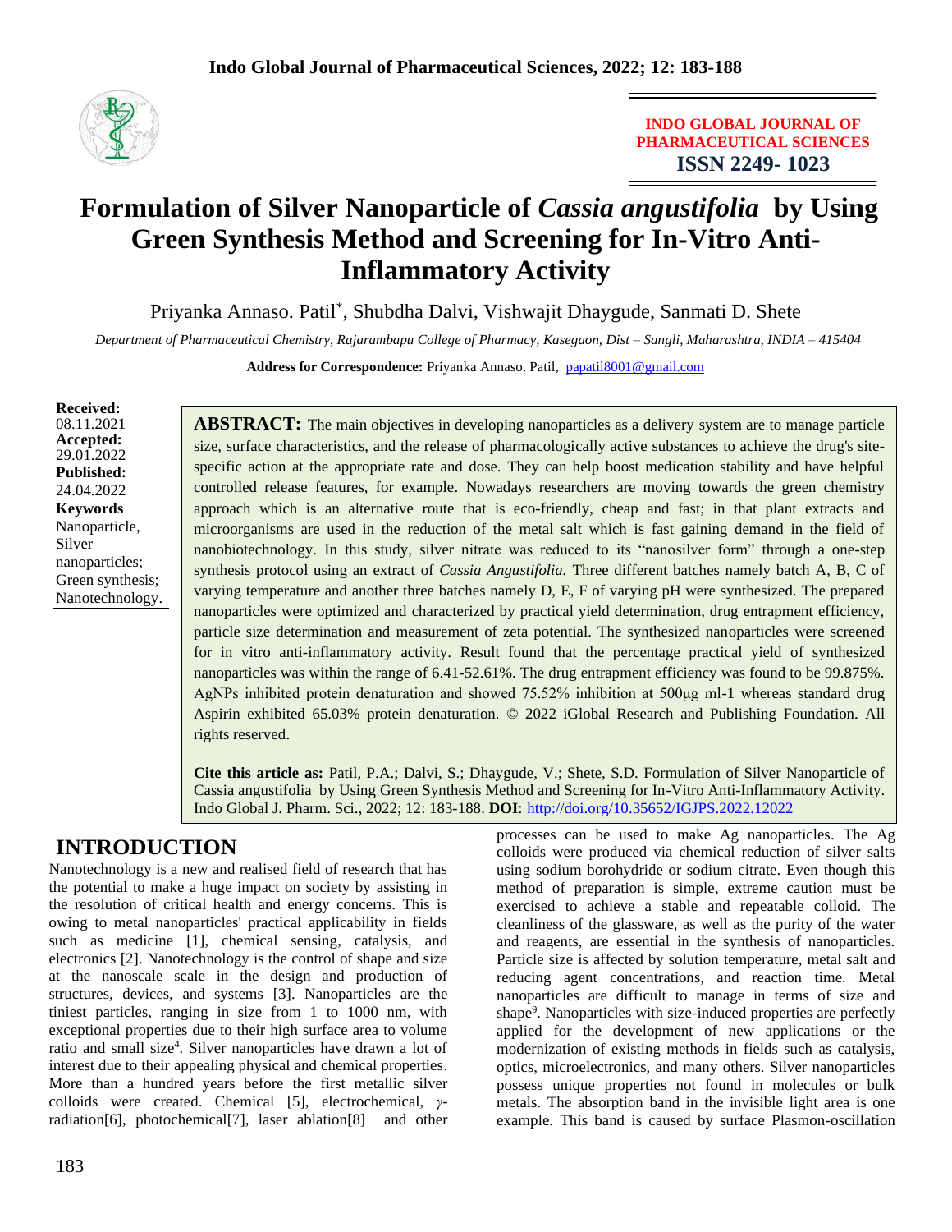# Formulation of Silver Nanoparticle of *Cassia angustifolia* by Using Green Synthesis Method and Screening for In-Vitro Anti-Inflammatory Activity

Priyanka Annaso. Patil*, Shubdha Dalvi, Vishwajit Dhaygude, Sanmati D. Shete

*Department of Pharmaceutical Chemistry, Rajarambapu College of Pharmacy, Kasegaon, Dist – Sangli, Maharashtra, INDIA – 415404*

**Address for Correspondence:** Priyanka Annaso. Patil, papatil8001@gmail.com

**Received:** 08.11.2021
**Accepted:** 29.01.2022
**Published:** 24.04.2022

**Keywords**
Nanoparticle, Silver nanoparticles; Green synthesis; Nanotechnology.

**ABSTRACT:** The main objectives in developing nanoparticles as a delivery system are to manage particle size, surface characteristics, and the release of pharmacologically active substances to achieve the drug's site-specific action at the appropriate rate and dose. They can help boost medication stability and have helpful controlled release features, for example. Nowadays researchers are moving towards the green chemistry approach which is an alternative route that is eco-friendly, cheap and fast; in that plant extracts and microorganisms are used in the reduction of the metal salt which is fast gaining demand in the field of nanobiotechnology. In this study, silver nitrate was reduced to its "nanosilver form" through a one-step synthesis protocol using an extract of *Cassia Angustifolia.* Three different batches namely batch A, B, C of varying temperature and another three batches namely D, E, F of varying pH were synthesized. The prepared nanoparticles were optimized and characterized by practical yield determination, drug entrapment efficiency, particle size determination and measurement of zeta potential. The synthesized nanoparticles were screened for in vitro anti-inflammatory activity. Result found that the percentage practical yield of synthesized nanoparticles was within the range of 6.41-52.61%. The drug entrapment efficiency was found to be 99.875%. AgNPs inhibited protein denaturation and showed 75.52% inhibition at 500μg ml-1 whereas standard drug Aspirin exhibited 65.03% protein denaturation. © 2022 iGlobal Research and Publishing Foundation. All rights reserved.

**Cite this article as:** Patil, P.A.; Dalvi, S.; Dhaygude, V.; Shete, S.D. Formulation of Silver Nanoparticle of Cassia angustifolia by Using Green Synthesis Method and Screening for In-Vitro Anti-Inflammatory Activity. Indo Global J. Pharm. Sci., 2022; 12: 183-188. **DOI**: http://doi.org/10.35652/IGJPS.2022.12022

## INTRODUCTION

Nanotechnology is a new and realised field of research that has the potential to make a huge impact on society by assisting in the resolution of critical health and energy concerns. This is owing to metal nanoparticles' practical applicability in fields such as medicine [1], chemical sensing, catalysis, and electronics [2]. Nanotechnology is the control of shape and size at the nanoscale scale in the design and production of structures, devices, and systems [3]. Nanoparticles are the tiniest particles, ranging in size from 1 to 1000 nm, with exceptional properties due to their high surface area to volume ratio and small size[4]. Silver nanoparticles have drawn a lot of interest due to their appealing physical and chemical properties. More than a hundred years before the first metallic silver colloids were created. Chemical [5], electrochemical, γ-radiation[6], photochemical[7], laser ablation[8] and other processes can be used to make Ag nanoparticles. The Ag colloids were produced via chemical reduction of silver salts using sodium borohydride or sodium citrate. Even though this method of preparation is simple, extreme caution must be exercised to achieve a stable and repeatable colloid. The cleanliness of the glassware, as well as the purity of the water and reagents, are essential in the synthesis of nanoparticles. Particle size is affected by solution temperature, metal salt and reducing agent concentrations, and reaction time. Metal nanoparticles are difficult to manage in terms of size and shape[9]. Nanoparticles with size-induced properties are perfectly applied for the development of new applications or the modernization of existing methods in fields such as catalysis, optics, microelectronics, and many others. Silver nanoparticles possess unique properties not found in molecules or bulk metals. The absorption band in the invisible light area is one example. This band is caused by surface Plasmon-oscillation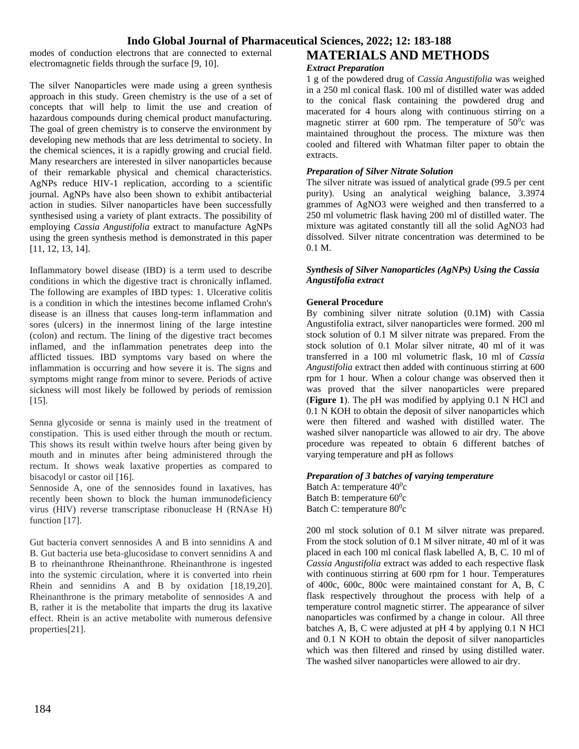modes of conduction electrons that are connected to external electromagnetic fields through the surface [9, 10].

The silver Nanoparticles were made using a green synthesis approach in this study. Green chemistry is the use of a set of concepts that will help to limit the use and creation of hazardous compounds during chemical product manufacturing. The goal of green chemistry is to conserve the environment by developing new methods that are less detrimental to society. In the chemical sciences, it is a rapidly growing and crucial field. Many researchers are interested in silver nanoparticles because of their remarkable physical and chemical characteristics. AgNPs reduce HIV-1 replication, according to a scientific journal. AgNPs have also been shown to exhibit antibacterial action in studies. Silver nanoparticles have been successfully synthesised using a variety of plant extracts. The possibility of employing *Cassia Angustifolia* extract to manufacture AgNPs using the green synthesis method is demonstrated in this paper [11, 12, 13, 14].

Inflammatory bowel disease (IBD) is a term used to describe conditions in which the digestive tract is chronically inflamed. The following are examples of IBD types: 1. Ulcerative colitis is a condition in which the intestines become inflamed Crohn's disease is an illness that causes long-term inflammation and sores (ulcers) in the innermost lining of the large intestine (colon) and rectum. The lining of the digestive tract becomes inflamed, and the inflammation penetrates deep into the afflicted tissues. IBD symptoms vary based on where the inflammation is occurring and how severe it is. The signs and symptoms might range from minor to severe. Periods of active sickness will most likely be followed by periods of remission [15].

Senna glycoside or senna is mainly used in the treatment of constipation. This is used either through the mouth or rectum. This shows its result within twelve hours after being given by mouth and in minutes after being administered through the rectum. It shows weak laxative properties as compared to bisacodyl or castor oil [16].

Sennoside A, one of the sennosides found in laxatives, has recently been shown to block the human immunodeficiency virus (HIV) reverse transcriptase ribonuclease H (RNAse H) function [17].

Gut bacteria convert sennosides A and B into sennidins A and B. Gut bacteria use beta-glucosidase to convert sennidins A and B to rheinanthrone Rheinanthrone. Rheinanthrone is ingested into the systemic circulation, where it is converted into rhein Rhein and sennidins A and B by oxidation [18,19,20]. Rheinanthrone is the primary metabolite of sennosides A and B, rather it is the metabolite that imparts the drug its laxative effect. Rhein is an active metabolite with numerous defensive properties[21].

# MATERIALS AND METHODS

### *Extract Preparation*

1 g of the powdered drug of *Cassia Angustifolia* was weighed in a 250 ml conical flask. 100 ml of distilled water was added to the conical flask containing the powdered drug and macerated for 4 hours along with continuous stirring on a magnetic stirrer at 600 rpm. The temperature of $50^0$c was maintained throughout the process. The mixture was then cooled and filtered with Whatman filter paper to obtain the extracts.

### *Preparation of Silver Nitrate Solution*

The silver nitrate was issued of analytical grade (99.5 per cent purity). Using an analytical weighing balance, 3.3974 grammes of $AgNO_3$ were weighed and then transferred to a 250 ml volumetric flask having 200 ml of distilled water. The mixture was agitated constantly till all the solid $AgNO_3$ had dissolved. Silver nitrate concentration was determined to be 0.1 M.

### *Synthesis of Silver Nanoparticles (AgNPs) Using the Cassia Angustifolia extract*

**General Procedure**

By combining silver nitrate solution (0.1M) with Cassia Angustifolia extract, silver nanoparticles were formed. 200 ml stock solution of 0.1 M silver nitrate was prepared. From the stock solution of 0.1 Molar silver nitrate, 40 ml of it was transferred in a 100 ml volumetric flask, 10 ml of *Cassia Angustifolia* extract then added with continuous stirring at 600 rpm for 1 hour. When a colour change was observed then it was proved that the silver nanoparticles were prepared (**Figure 1**). The pH was modified by applying 0.1 N HCl and 0.1 N KOH to obtain the deposit of silver nanoparticles which were then filtered and washed with distilled water. The washed silver nanoparticle was allowed to air dry. The above procedure was repeated to obtain 6 different batches of varying temperature and pH as follows

### *Preparation of 3 batches of varying temperature*

Batch A: temperature $40^0$c
Batch B: temperature $60^0$c
Batch C: temperature $80^0$c

200 ml stock solution of 0.1 M silver nitrate was prepared. From the stock solution of 0.1 M silver nitrate, 40 ml of it was placed in each 100 ml conical flask labelled A, B, C. 10 ml of *Cassia Angustifolia* extract was added to each respective flask with continuous stirring at 600 rpm for 1 hour. Temperatures of 400c, 600c, 800c were maintained constant for A, B, C flask respectively throughout the process with help of a temperature control magnetic stirrer. The appearance of silver nanoparticles was confirmed by a change in colour. All three batches A, B, C were adjusted at pH 4 by applying 0.1 N HCl and 0.1 N KOH to obtain the deposit of silver nanoparticles which was then filtered and rinsed by using distilled water. The washed silver nanoparticles were allowed to air dry.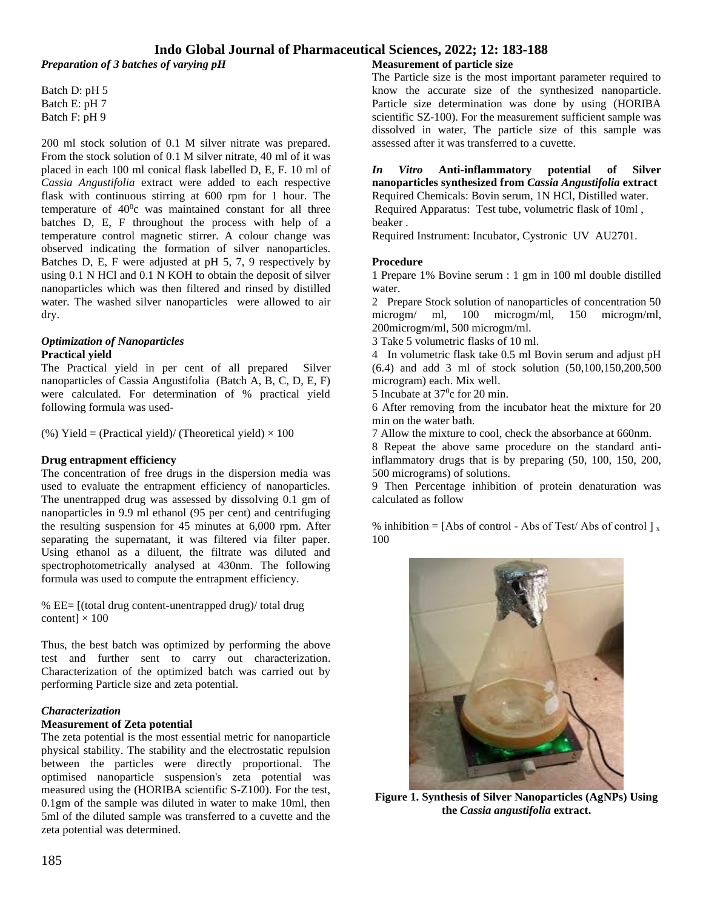### *Preparation of 3 batches of varying pH*

Batch D: pH 5
Batch E: pH 7
Batch F: pH 9

200 ml stock solution of 0.1 M silver nitrate was prepared. From the stock solution of 0.1 M silver nitrate, 40 ml of it was placed in each 100 ml conical flask labelled D, E, F. 10 ml of *Cassia Angustifolia* extract were added to each respective flask with continuous stirring at 600 rpm for 1 hour. The temperature of $40^0$c was maintained constant for all three batches D, E, F throughout the process with help of a temperature control magnetic stirrer. A colour change was observed indicating the formation of silver nanoparticles. Batches D, E, F were adjusted at pH 5, 7, 9 respectively by using 0.1 N HCl and 0.1 N KOH to obtain the deposit of silver nanoparticles which was then filtered and rinsed by distilled water. The washed silver nanoparticles were allowed to air dry.

### *Optimization of Nanoparticles*

**Practical yield**

The Practical yield in per cent of all prepared Silver nanoparticles of Cassia Angustifolia (Batch A, B, C, D, E, F) were calculated. For determination of % practical yield following formula was used-

(%) Yield = (Practical yield)/ (Theoretical yield) × 100

**Drug entrapment efficiency**

The concentration of free drugs in the dispersion media was used to evaluate the entrapment efficiency of nanoparticles. The unentrapped drug was assessed by dissolving 0.1 gm of nanoparticles in 9.9 ml ethanol (95 per cent) and centrifuging the resulting suspension for 45 minutes at 6,000 rpm. After separating the supernatant, it was filtered via filter paper. Using ethanol as a diluent, the filtrate was diluted and spectrophotometrically analysed at 430nm. The following formula was used to compute the entrapment efficiency.

% EE= [(total drug content-unentrapped drug)/ total drug content] × 100

Thus, the best batch was optimized by performing the above test and further sent to carry out characterization. Characterization of the optimized batch was carried out by performing Particle size and zeta potential.

### *Characterization*

**Measurement of Zeta potential**

The zeta potential is the most essential metric for nanoparticle physical stability. The stability and the electrostatic repulsion between the particles were directly proportional. The optimised nanoparticle suspension's zeta potential was measured using the (HORIBA scientific S-Z100). For the test, 0.1gm of the sample was diluted in water to make 10ml, then 5ml of the diluted sample was transferred to a cuvette and the zeta potential was determined.

**Measurement of particle size**

The Particle size is the most important parameter required to know the accurate size of the synthesized nanoparticle. Particle size determination was done by using (HORIBA scientific SZ-100). For the measurement sufficient sample was dissolved in water, The particle size of this sample was assessed after it was transferred to a cuvette.

***In Vitro* Anti-inflammatory potential of Silver nanoparticles synthesized from *Cassia Angustifolia* extract**

Required Chemicals: Bovin serum, 1N HCl, Distilled water.
Required Apparatus: Test tube, volumetric flask of 10ml , beaker .
Required Instrument: Incubator, Cystronic UV AU2701.

**Procedure**

1 Prepare 1% Bovine serum : 1 gm in 100 ml double distilled water.
2 Prepare Stock solution of nanoparticles of concentration 50 microgm/ ml, 100 microgm/ml, 150 microgm/ml, 200microgm/ml, 500 microgm/ml.
3 Take 5 volumetric flasks of 10 ml.
4 In volumetric flask take 0.5 ml Bovin serum and adjust pH (6.4) and add 3 ml of stock solution (50,100,150,200,500 microgram) each. Mix well.
5 Incubate at $37^0$c for 20 min.
6 After removing from the incubator heat the mixture for 20 min on the water bath.
7 Allow the mixture to cool, check the absorbance at 660nm.
8 Repeat the above same procedure on the standard anti-inflammatory drugs that is by preparing (50, 100, 150, 200, 500 micrograms) of solutions.
9 Then Percentage inhibition of protein denaturation was calculated as follow

% inhibition = [Abs of control - Abs of Test/ Abs of control ] x 100

**Figure 1. Synthesis of Silver Nanoparticles (AgNPs) Using the *Cassia angustifolia* extract.**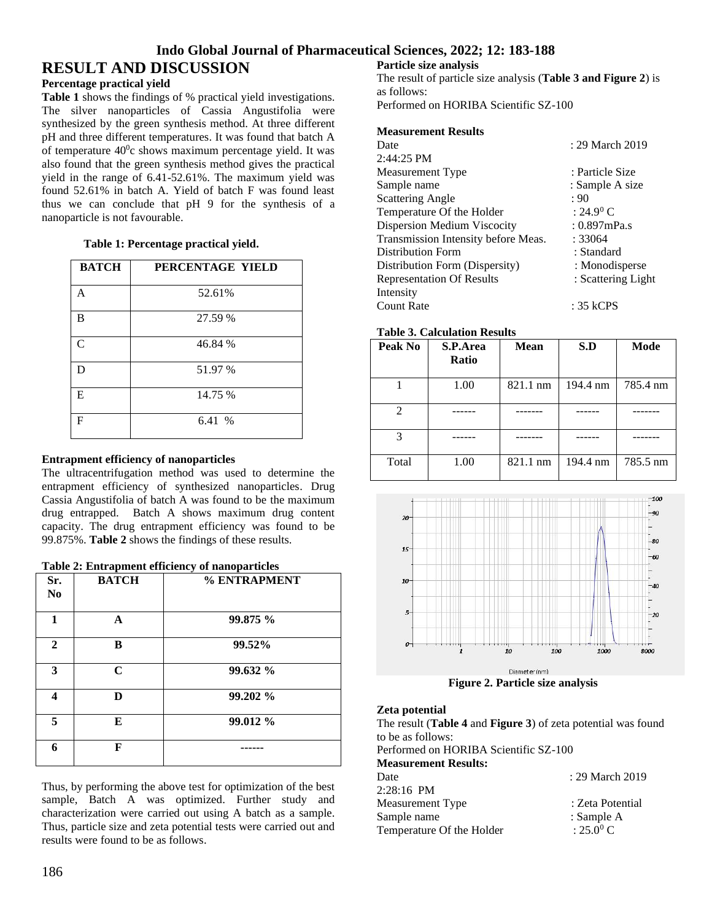# RESULT AND DISCUSSION

### Percentage practical yield

**Table 1** shows the findings of % practical yield investigations. The silver nanoparticles of Cassia Angustifolia were synthesized by the green synthesis method. At three different pH and three different temperatures. It was found that batch A of temperature 40$^0$c shows maximum percentage yield. It was also found that the green synthesis method gives the practical yield in the range of 6.41-52.61%. The maximum yield was found 52.61% in batch A. Yield of batch F was found least thus we can conclude that pH 9 for the synthesis of a nanoparticle is not favourable.

**Table 1: Percentage practical yield.**

| BATCH | PERCENTAGE YIELD |
|---|---|
| A | 52.61% |
| B | 27.59 % |
| C | 46.84 % |
| D | 51.97 % |
| E | 14.75 % |
| F | 6.41 % |

### Entrapment efficiency of nanoparticles

The ultracentrifugation method was used to determine the entrapment efficiency of synthesized nanoparticles. Drug Cassia Angustifolia of batch A was found to be the maximum drug entrapped. Batch A shows maximum drug content capacity. The drug entrapment efficiency was found to be 99.875%. **Table 2** shows the findings of these results.

**Table 2: Entrapment efficiency of nanoparticles**

| Sr. No | BATCH | % ENTRAPMENT |
|---|---|---|
| **1** | **A** | **99.875 %** |
| **2** | **B** | **99.52%** |
| **3** | **C** | **99.632 %** |
| **4** | **D** | **99.202 %** |
| **5** | **E** | **99.012 %** |
| **6** | **F** | **------** |

Thus, by performing the above test for optimization of the best sample, Batch A was optimized. Further study and characterization were carried out using A batch as a sample. Thus, particle size and zeta potential tests were carried out and results were found to be as follows.

### Particle size analysis

The result of particle size analysis (**Table 3 and Figure 2**) is as follows:

Performed on HORIBA Scientific SZ-100

**Measurement Results**

Date : 29 March 2019 2:44:25 PM
Measurement Type : Particle Size
Sample name : Sample A size
Scattering Angle : 90
Temperature Of the Holder : 24.9$^0$ C
Dispersion Medium Viscocity : 0.897mPa.s
Transmission Intensity before Meas. : 33064
Distribution Form : Standard
Distribution Form (Dispersity) : Monodisperse
Representation Of Results : Scattering Light Intensity
Count Rate : 35 kCPS

**Table 3. Calculation Results**

| Peak No | S.P.Area Ratio | Mean | S.D | Mode |
|---|---|---|---|---|
| 1 | 1.00 | 821.1 nm | 194.4 nm | 785.4 nm |
| 2 | ------ | ------- | ------ | ------- |
| 3 | ------ | ------- | ------ | ------- |
| Total | 1.00 | 821.1 nm | 194.4 nm | 785.5 nm |

**Figure 2. Particle size analysis**

### Zeta potential

The result (**Table 4** and **Figure 3**) of zeta potential was found to be as follows:

Performed on HORIBA Scientific SZ-100

**Measurement Results:**

Date : 29 March 2019 2:28:16 PM
Measurement Type : Zeta Potential
Sample name : Sample A
Temperature Of the Holder : 25.0$^0$ C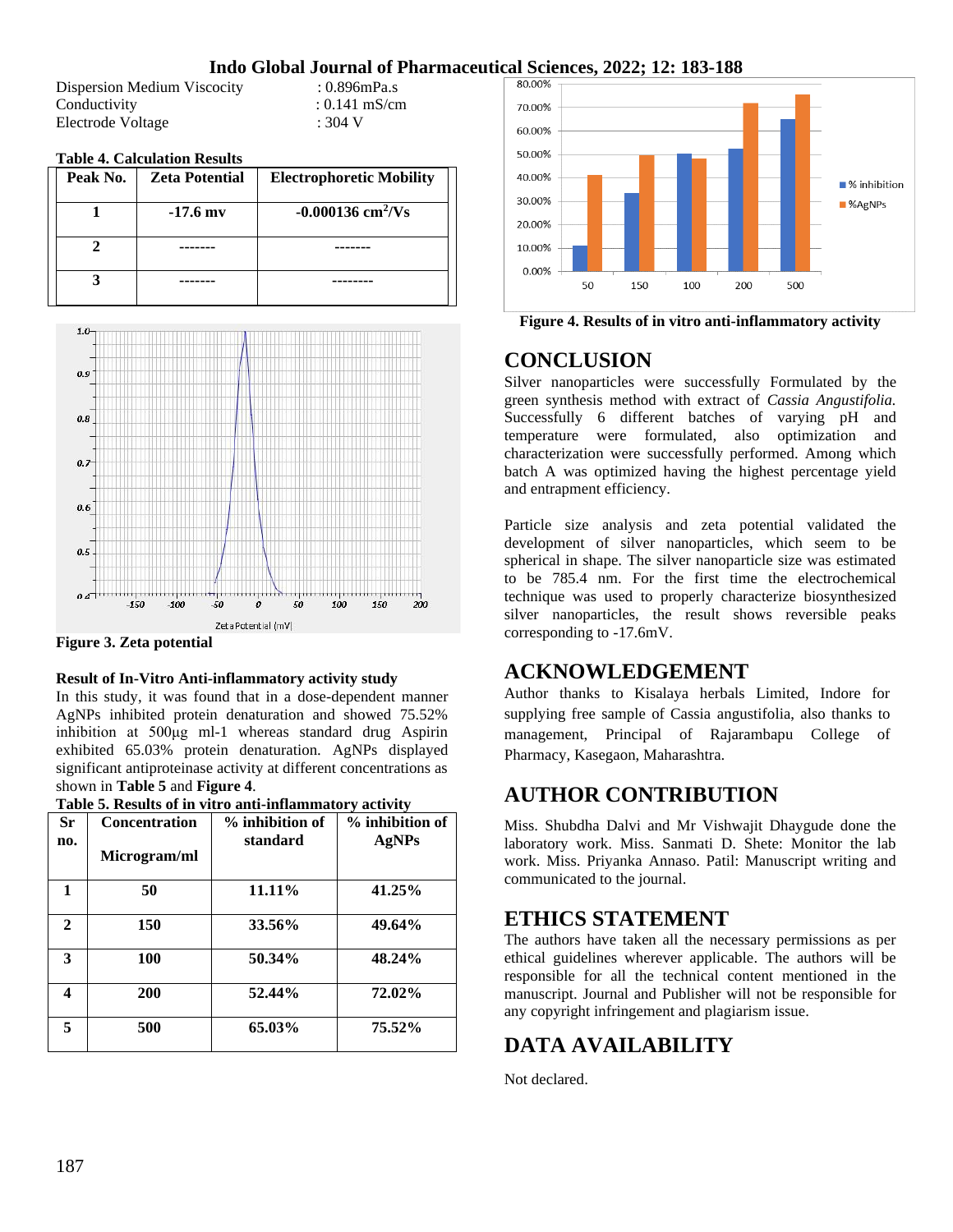Dispersion Medium Viscocity : 0.896mPa.s
Conductivity : 0.141 mS/cm
Electrode Voltage : 304 V

**Table 4. Calculation Results**

| Peak No. | Zeta Potential | Electrophoretic Mobility |
|---|---|---|
| 1 | -17.6 mv | -0.000136 $cm^2/Vs$ |
| 2 | ------- | ------- |
| 3 | ------- | -------- |

**Figure 3. Zeta potential**

**Result of In-Vitro Anti-inflammatory activity study**

In this study, it was found that in a dose-dependent manner AgNPs inhibited protein denaturation and showed 75.52% inhibition at 500µg ml-1 whereas standard drug Aspirin exhibited 65.03% protein denaturation. AgNPs displayed significant antiproteinase activity at different concentrations as shown in **Table 5** and **Figure 4**.

**Table 5. Results of in vitro anti-inflammatory activity**

| Sr no. | Concentration Microgram/ml | % inhibition of standard | % inhibition of AgNPs |
|---|---|---|---|
| 1 | 50 | 11.11% | 41.25% |
| 2 | 150 | 33.56% | 49.64% |
| 3 | 100 | 50.34% | 48.24% |
| 4 | 200 | 52.44% | 72.02% |
| 5 | 500 | 65.03% | 75.52% |

**Figure 4. Results of in vitro anti-inflammatory activity**

# CONCLUSION

Silver nanoparticles were successfully Formulated by the green synthesis method with extract of *Cassia Angustifolia.* Successfully 6 different batches of varying pH and temperature were formulated, also optimization and characterization were successfully performed. Among which batch A was optimized having the highest percentage yield and entrapment efficiency.

Particle size analysis and zeta potential validated the development of silver nanoparticles, which seem to be spherical in shape. The silver nanoparticle size was estimated to be 785.4 nm. For the first time the electrochemical technique was used to properly characterize biosynthesized silver nanoparticles, the result shows reversible peaks corresponding to -17.6mV.

# ACKNOWLEDGEMENT

Author thanks to Kisalaya herbals Limited, Indore for supplying free sample of Cassia angustifolia, also thanks to management, Principal of Rajarambapu College of Pharmacy, Kasegaon, Maharashtra.

# AUTHOR CONTRIBUTION

Miss. Shubdha Dalvi and Mr Vishwajit Dhaygude done the laboratory work. Miss. Sanmati D. Shete: Monitor the lab work. Miss. Priyanka Annaso. Patil: Manuscript writing and communicated to the journal.

# ETHICS STATEMENT

The authors have taken all the necessary permissions as per ethical guidelines wherever applicable. The authors will be responsible for all the technical content mentioned in the manuscript. Journal and Publisher will not be responsible for any copyright infringement and plagiarism issue.

# DATA AVAILABILITY

Not declared.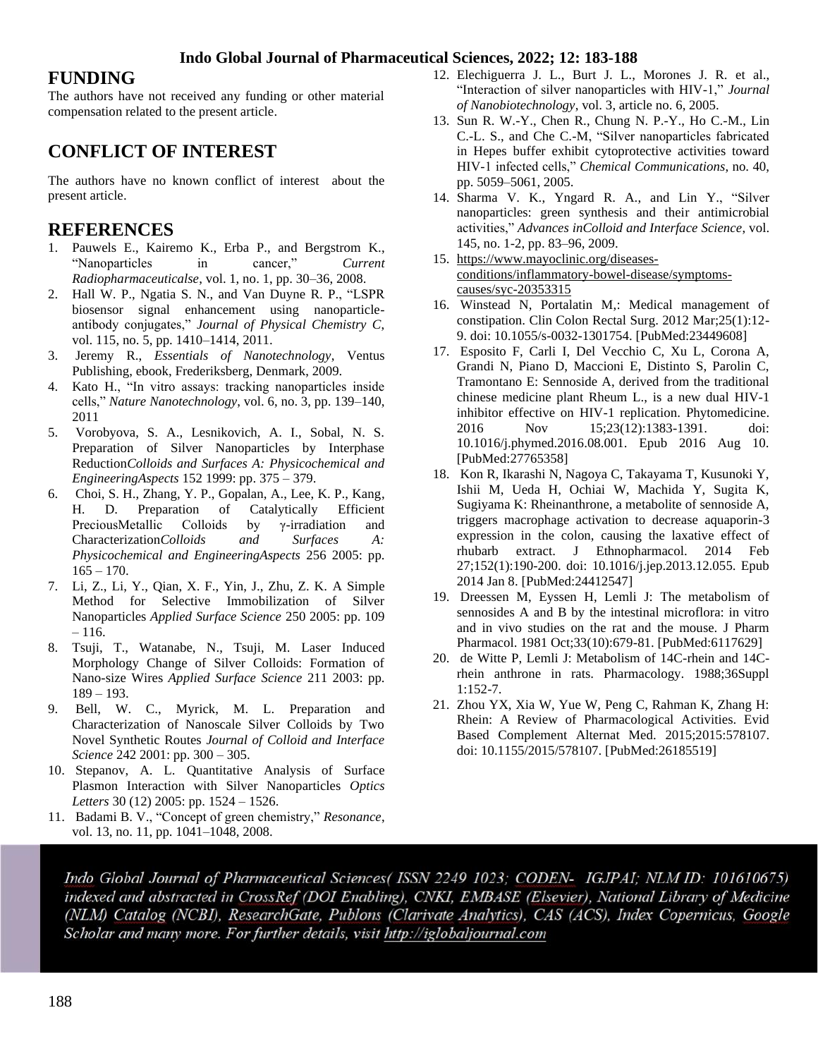## FUNDING

The authors have not received any funding or other material compensation related to the present article.

## CONFLICT OF INTEREST

The authors have no known conflict of interest about the present article.

## REFERENCES

1. Pauwels E., Kairemo K., Erba P., and Bergstrom K., "Nanoparticles in cancer," *Current Radiopharmaceuticalse*, vol. 1, no. 1, pp. 30–36, 2008.
2. Hall W. P., Ngatia S. N., and Van Duyne R. P., "LSPR biosensor signal enhancement using nanoparticle-antibody conjugates," *Journal of Physical Chemistry C*, vol. 115, no. 5, pp. 1410–1414, 2011.
3. Jeremy R., *Essentials of Nanotechnology*, Ventus Publishing, ebook, Frederiksberg, Denmark, 2009.
4. Kato H., "In vitro assays: tracking nanoparticles inside cells," *Nature Nanotechnology*, vol. 6, no. 3, pp. 139–140, 2011
5. Vorobyova, S. A., Lesnikovich, A. I., Sobal, N. S. Preparation of Silver Nanoparticles by Interphase Reduction*Colloids and Surfaces A: Physicochemical and EngineeringAspects* 152 1999: pp. 375 – 379.
6. Choi, S. H., Zhang, Y. P., Gopalan, A., Lee, K. P., Kang, H. D. Preparation of Catalytically Efficient PreciousMetallic Colloids by γ-irradiation and Characterization*Colloids and Surfaces A: Physicochemical and EngineeringAspects* 256 2005: pp. 165 – 170.
7. Li, Z., Li, Y., Qian, X. F., Yin, J., Zhu, Z. K. A Simple Method for Selective Immobilization of Silver Nanoparticles *Applied Surface Science* 250 2005: pp. 109 – 116.
8. Tsuji, T., Watanabe, N., Tsuji, M. Laser Induced Morphology Change of Silver Colloids: Formation of Nano-size Wires *Applied Surface Science* 211 2003: pp. 189 – 193.
9. Bell, W. C., Myrick, M. L. Preparation and Characterization of Nanoscale Silver Colloids by Two Novel Synthetic Routes *Journal of Colloid and Interface Science* 242 2001: pp. 300 – 305.
10. Stepanov, A. L. Quantitative Analysis of Surface Plasmon Interaction with Silver Nanoparticles *Optics Letters* 30 (12) 2005: pp. 1524 – 1526.
11. Badami B. V., "Concept of green chemistry," *Resonance*, vol. 13, no. 11, pp. 1041–1048, 2008.
12. Elechiguerra J. L., Burt J. L., Morones J. R. et al., "Interaction of silver nanoparticles with HIV-1," *Journal of Nanobiotechnology*, vol. 3, article no. 6, 2005.
13. Sun R. W.-Y., Chen R., Chung N. P.-Y., Ho C.-M., Lin C.-L. S., and Che C.-M, "Silver nanoparticles fabricated in Hepes buffer exhibit cytoprotective activities toward HIV-1 infected cells," *Chemical Communications*, no. 40, pp. 5059–5061, 2005.
14. Sharma V. K., Yngard R. A., and Lin Y., "Silver nanoparticles: green synthesis and their antimicrobial activities," *Advances inColloid and Interface Science*, vol. 145, no. 1-2, pp. 83–96, 2009.
15. https://www.mayoclinic.org/diseases-conditions/inflammatory-bowel-disease/symptoms-causes/syc-20353315
16. Winstead N, Portalatin M,: Medical management of constipation. Clin Colon Rectal Surg. 2012 Mar;25(1):12-9. doi: 10.1055/s-0032-1301754. [PubMed:23449608]
17. Esposito F, Carli I, Del Vecchio C, Xu L, Corona A, Grandi N, Piano D, Maccioni E, Distinto S, Parolin C, Tramontano E: Sennoside A, derived from the traditional chinese medicine plant Rheum L., is a new dual HIV-1 inhibitor effective on HIV-1 replication. Phytomedicine. 2016 Nov 15;23(12):1383-1391. doi: 10.1016/j.phymed.2016.08.001. Epub 2016 Aug 10. [PubMed:27765358]
18. Kon R, Ikarashi N, Nagoya C, Takayama T, Kusunoki Y, Ishii M, Ueda H, Ochiai W, Machida Y, Sugita K, Sugiyama K: Rheinanthrone, a metabolite of sennoside A, triggers macrophage activation to decrease aquaporin-3 expression in the colon, causing the laxative effect of rhubarb extract. J Ethnopharmacol. 2014 Feb 27;152(1):190-200. doi: 10.1016/j.jep.2013.12.055. Epub 2014 Jan 8. [PubMed:24412547]
19. Dreessen M, Eyssen H, Lemli J: The metabolism of sennosides A and B by the intestinal microflora: in vitro and in vivo studies on the rat and the mouse. J Pharm Pharmacol. 1981 Oct;33(10):679-81. [PubMed:6117629]
20. de Witte P, Lemli J: Metabolism of 14C-rhein and 14C-rhein anthrone in rats. Pharmacology. 1988;36Suppl 1:152-7.
21. Zhou YX, Xia W, Yue W, Peng C, Rahman K, Zhang H: Rhein: A Review of Pharmacological Activities. Evid Based Complement Alternat Med. 2015;2015:578107. doi: 10.1155/2015/578107. [PubMed:26185519]